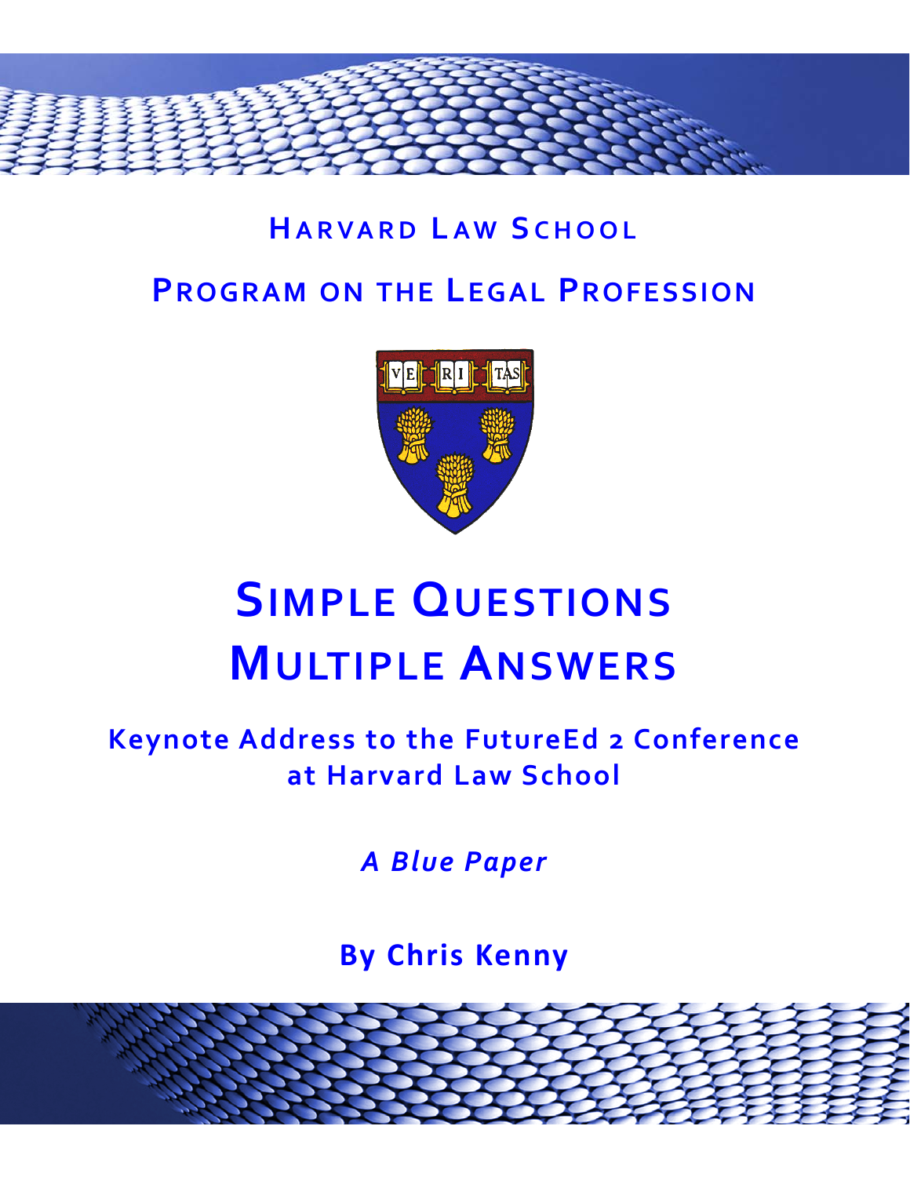## Harvard Law School

## Program on the Legal Profession

# Simple Questions Multiple Answers

### Keynote Address to the FutureEd 2 Conference at Harvard Law School

***A Blue Paper***

**By Chris Kenny**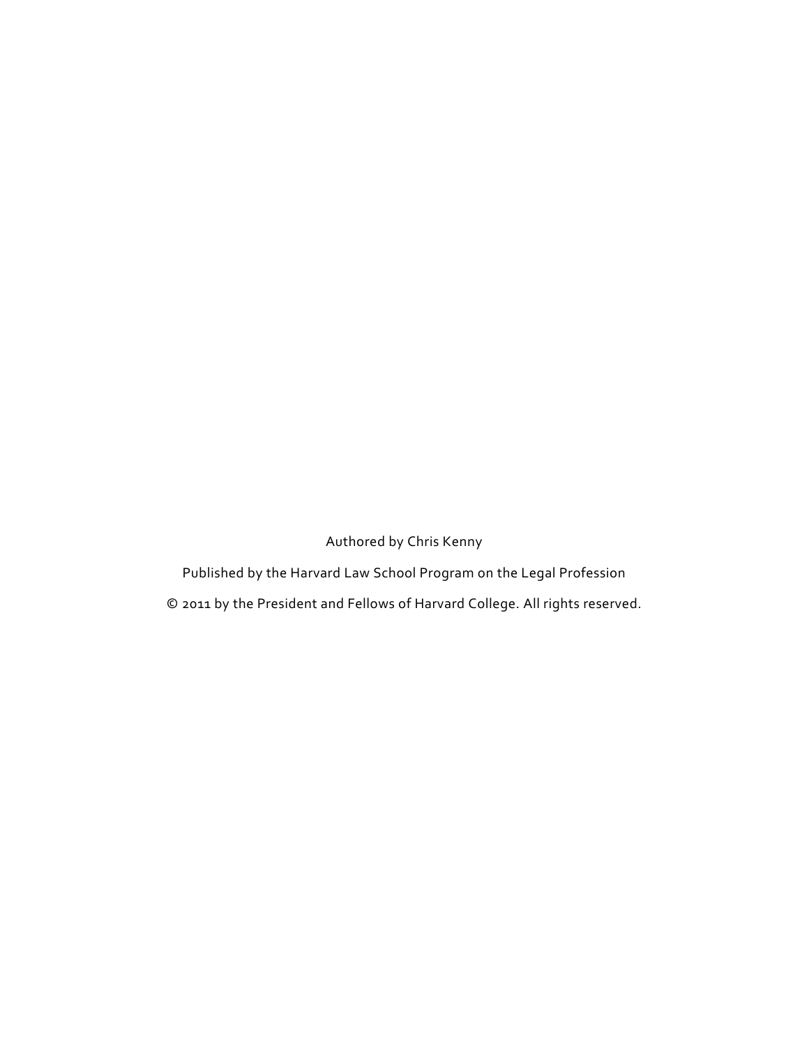Authored by Chris Kenny

Published by the Harvard Law School Program on the Legal Profession

© 2011 by the President and Fellows of Harvard College. All rights reserved.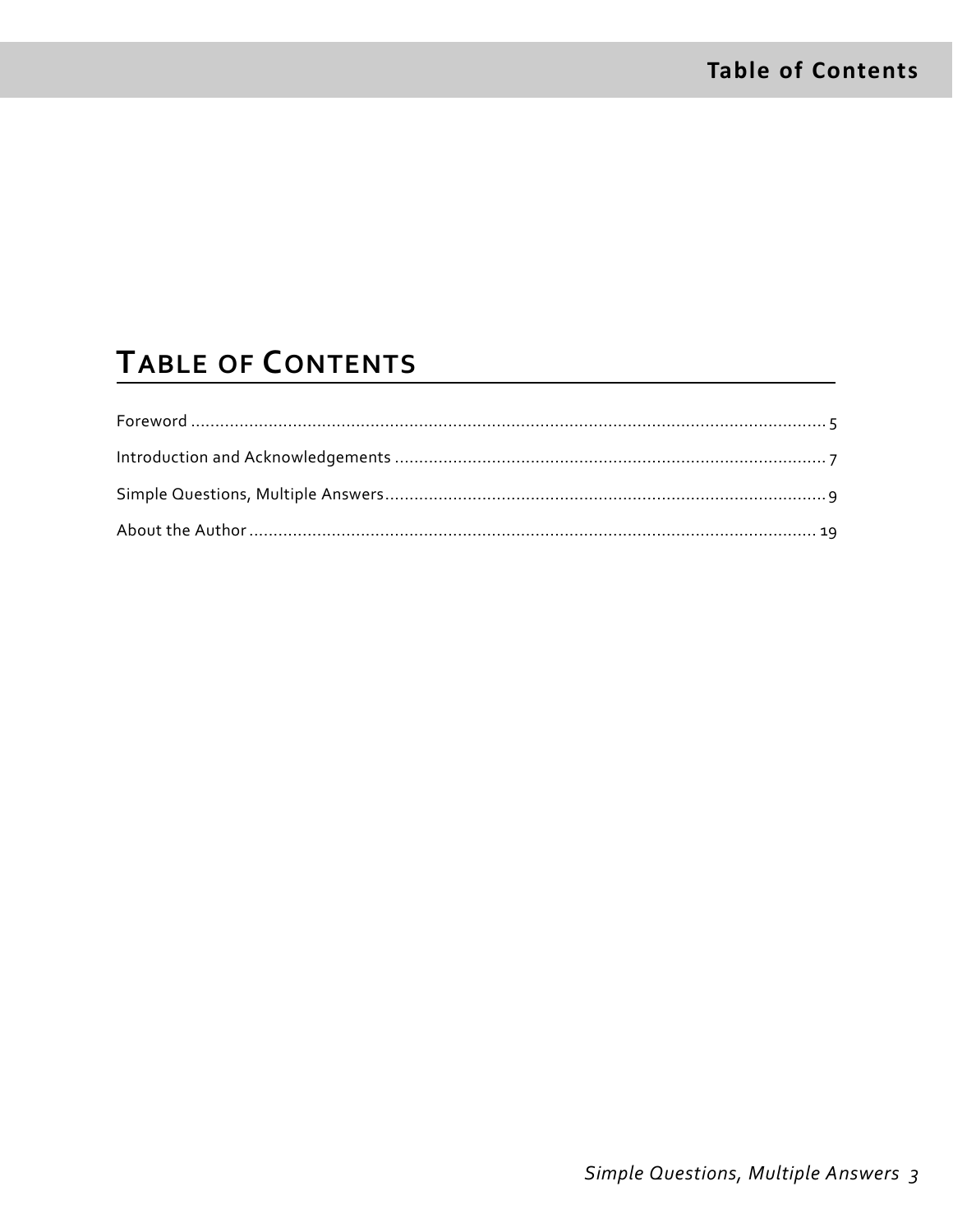# Table of Contents

Foreword ........................................................................................................................ 5

Introduction and Acknowledgements ......................................................................................... 7

Simple Questions, Multiple Answers ........................................................................................... 9

About the Author ................................................................................................................ 19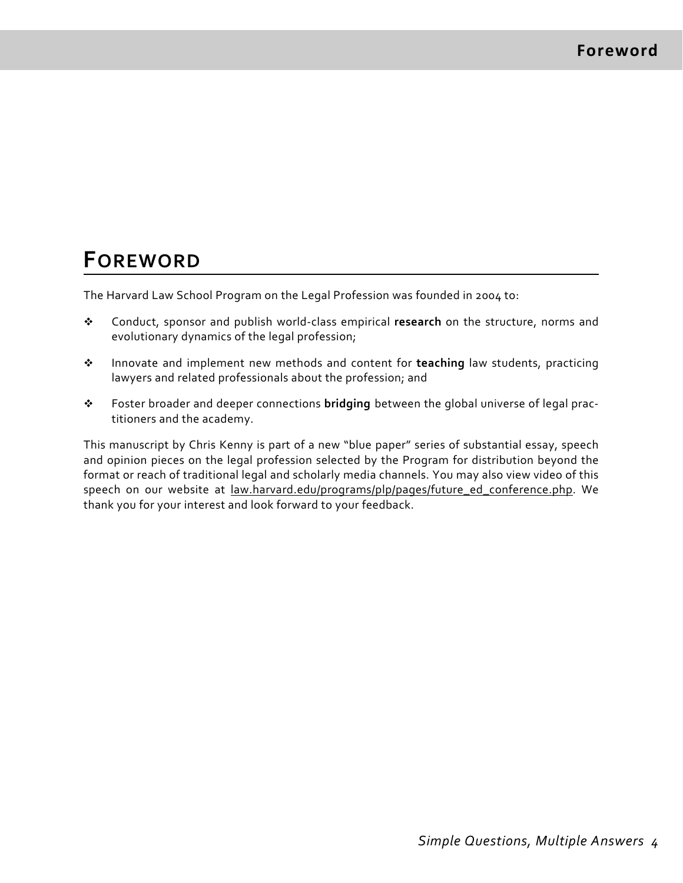# Foreword

The Harvard Law School Program on the Legal Profession was founded in 2004 to:

- Conduct, sponsor and publish world-class empirical **research** on the structure, norms and evolutionary dynamics of the legal profession;
- Innovate and implement new methods and content for **teaching** law students, practicing lawyers and related professionals about the profession; and
- Foster broader and deeper connections **bridging** between the global universe of legal practitioners and the academy.

This manuscript by Chris Kenny is part of a new "blue paper" series of substantial essay, speech and opinion pieces on the legal profession selected by the Program for distribution beyond the format or reach of traditional legal and scholarly media channels. You may also view video of this speech on our website at law.harvard.edu/programs/plp/pages/future_ed_conference.php. We thank you for your interest and look forward to your feedback.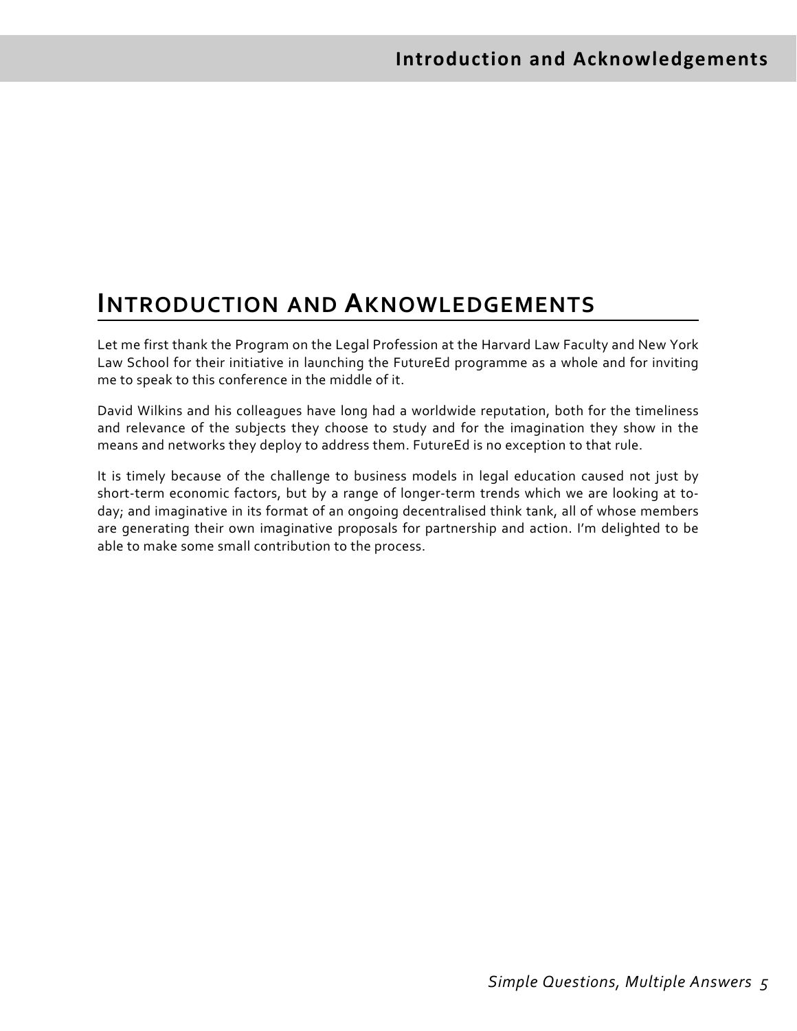# Introduction and Aknowledgements

Let me first thank the Program on the Legal Profession at the Harvard Law Faculty and New York Law School for their initiative in launching the FutureEd programme as a whole and for inviting me to speak to this conference in the middle of it.

David Wilkins and his colleagues have long had a worldwide reputation, both for the timeliness and relevance of the subjects they choose to study and for the imagination they show in the means and networks they deploy to address them. FutureEd is no exception to that rule.

It is timely because of the challenge to business models in legal education caused not just by short-term economic factors, but by a range of longer-term trends which we are looking at to-day; and imaginative in its format of an ongoing decentralised think tank, all of whose members are generating their own imaginative proposals for partnership and action. I'm delighted to be able to make some small contribution to the process.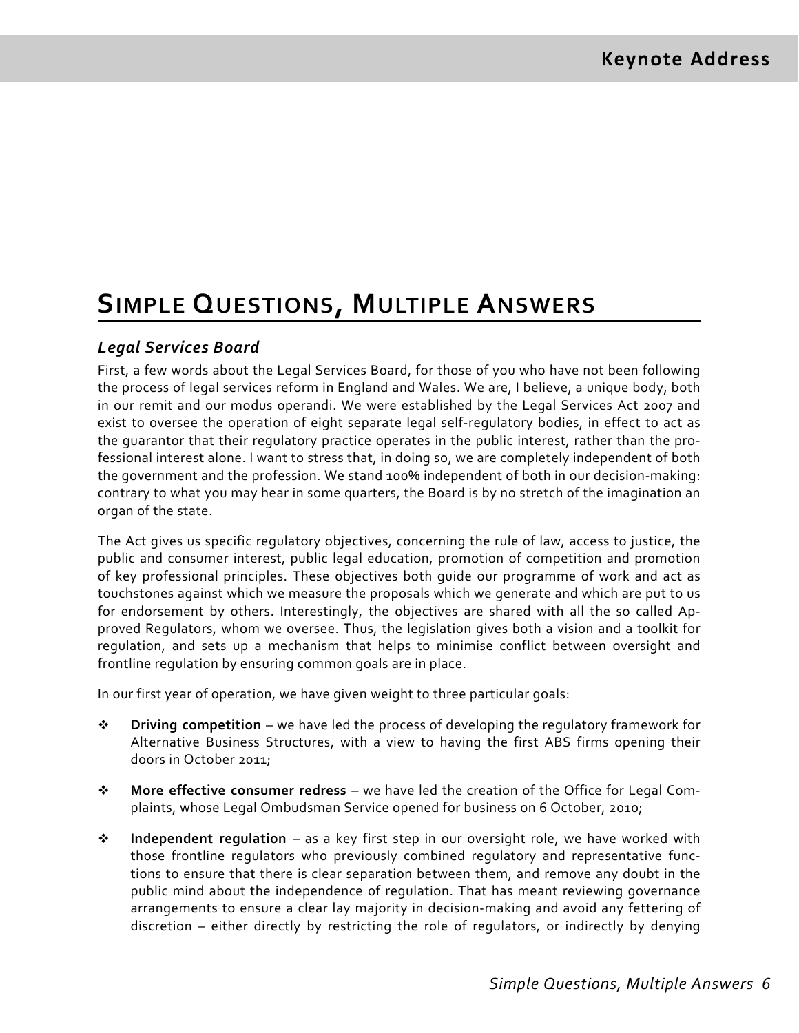# Simple Questions, Multiple Answers

### *Legal Services Board*

First, a few words about the Legal Services Board, for those of you who have not been following the process of legal services reform in England and Wales. We are, I believe, a unique body, both in our remit and our modus operandi. We were established by the Legal Services Act 2007 and exist to oversee the operation of eight separate legal self-regulatory bodies, in effect to act as the guarantor that their regulatory practice operates in the public interest, rather than the professional interest alone. I want to stress that, in doing so, we are completely independent of both the government and the profession. We stand 100% independent of both in our decision-making: contrary to what you may hear in some quarters, the Board is by no stretch of the imagination an organ of the state.

The Act gives us specific regulatory objectives, concerning the rule of law, access to justice, the public and consumer interest, public legal education, promotion of competition and promotion of key professional principles. These objectives both guide our programme of work and act as touchstones against which we measure the proposals which we generate and which are put to us for endorsement by others. Interestingly, the objectives are shared with all the so called Approved Regulators, whom we oversee. Thus, the legislation gives both a vision and a toolkit for regulation, and sets up a mechanism that helps to minimise conflict between oversight and frontline regulation by ensuring common goals are in place.

In our first year of operation, we have given weight to three particular goals:

- **Driving competition** – we have led the process of developing the regulatory framework for Alternative Business Structures, with a view to having the first ABS firms opening their doors in October 2011;
- **More effective consumer redress** – we have led the creation of the Office for Legal Complaints, whose Legal Ombudsman Service opened for business on 6 October, 2010;
- **Independent regulation** – as a key first step in our oversight role, we have worked with those frontline regulators who previously combined regulatory and representative functions to ensure that there is clear separation between them, and remove any doubt in the public mind about the independence of regulation. That has meant reviewing governance arrangements to ensure a clear lay majority in decision-making and avoid any fettering of discretion – either directly by restricting the role of regulators, or indirectly by denying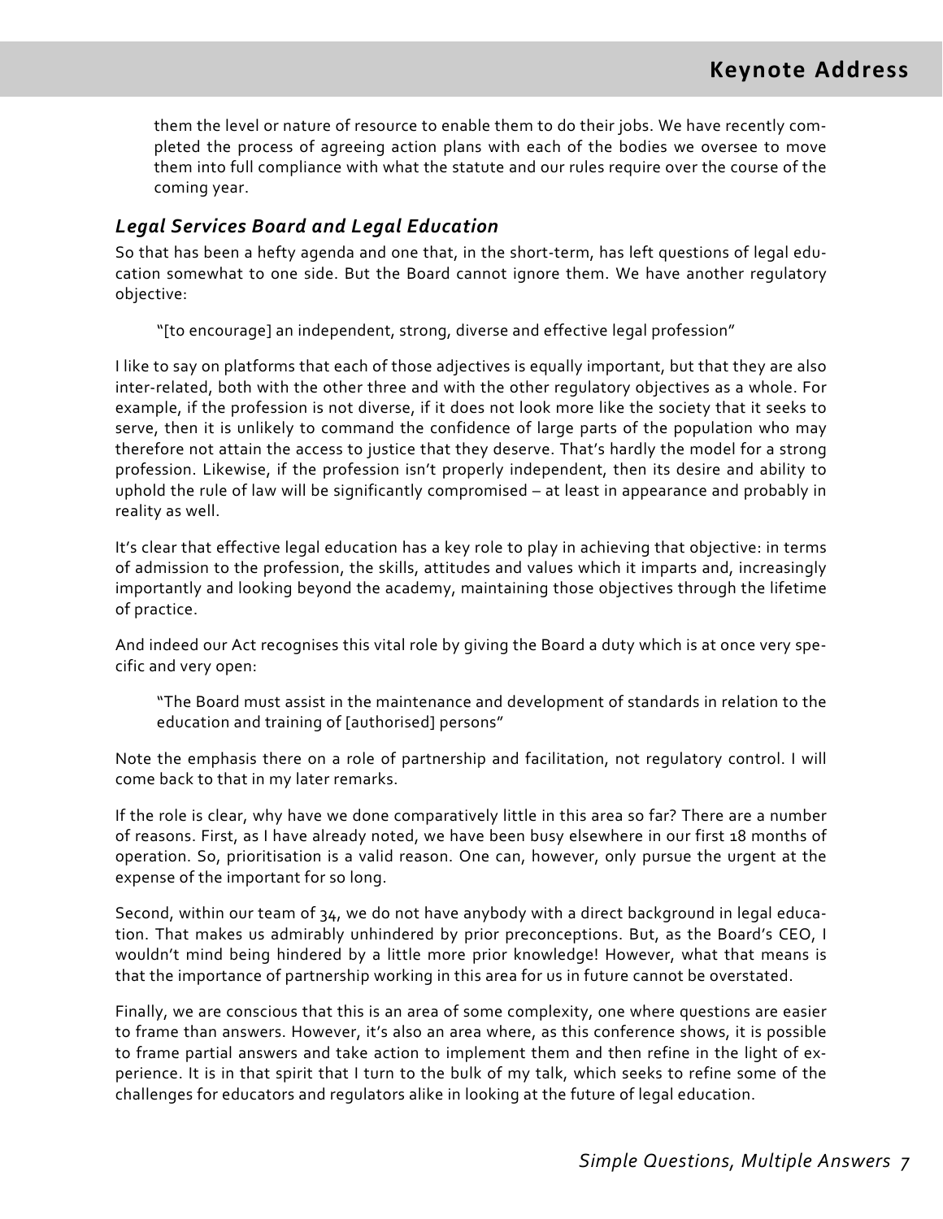them the level or nature of resource to enable them to do their jobs. We have recently completed the process of agreeing action plans with each of the bodies we oversee to move them into full compliance with what the statute and our rules require over the course of the coming year.

### *Legal Services Board and Legal Education*

So that has been a hefty agenda and one that, in the short-term, has left questions of legal education somewhat to one side. But the Board cannot ignore them. We have another regulatory objective:

> "[to encourage] an independent, strong, diverse and effective legal profession"

I like to say on platforms that each of those adjectives is equally important, but that they are also inter-related, both with the other three and with the other regulatory objectives as a whole. For example, if the profession is not diverse, if it does not look more like the society that it seeks to serve, then it is unlikely to command the confidence of large parts of the population who may therefore not attain the access to justice that they deserve. That's hardly the model for a strong profession. Likewise, if the profession isn't properly independent, then its desire and ability to uphold the rule of law will be significantly compromised – at least in appearance and probably in reality as well.

It's clear that effective legal education has a key role to play in achieving that objective: in terms of admission to the profession, the skills, attitudes and values which it imparts and, increasingly importantly and looking beyond the academy, maintaining those objectives through the lifetime of practice.

And indeed our Act recognises this vital role by giving the Board a duty which is at once very specific and very open:

> "The Board must assist in the maintenance and development of standards in relation to the education and training of [authorised] persons"

Note the emphasis there on a role of partnership and facilitation, not regulatory control. I will come back to that in my later remarks.

If the role is clear, why have we done comparatively little in this area so far? There are a number of reasons. First, as I have already noted, we have been busy elsewhere in our first 18 months of operation. So, prioritisation is a valid reason. One can, however, only pursue the urgent at the expense of the important for so long.

Second, within our team of 34, we do not have anybody with a direct background in legal education. That makes us admirably unhindered by prior preconceptions. But, as the Board's CEO, I wouldn't mind being hindered by a little more prior knowledge! However, what that means is that the importance of partnership working in this area for us in future cannot be overstated.

Finally, we are conscious that this is an area of some complexity, one where questions are easier to frame than answers. However, it's also an area where, as this conference shows, it is possible to frame partial answers and take action to implement them and then refine in the light of experience. It is in that spirit that I turn to the bulk of my talk, which seeks to refine some of the challenges for educators and regulators alike in looking at the future of legal education.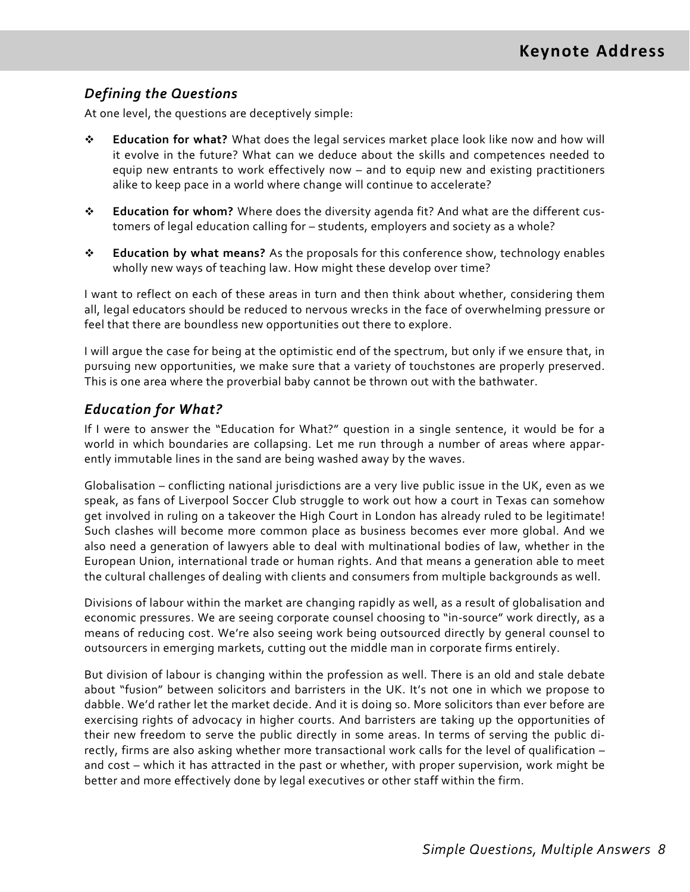### *Defining the Questions*

At one level, the questions are deceptively simple:

- **Education for what?** What does the legal services market place look like now and how will it evolve in the future? What can we deduce about the skills and competences needed to equip new entrants to work effectively now – and to equip new and existing practitioners alike to keep pace in a world where change will continue to accelerate?
- **Education for whom?** Where does the diversity agenda fit? And what are the different customers of legal education calling for – students, employers and society as a whole?
- **Education by what means?** As the proposals for this conference show, technology enables wholly new ways of teaching law. How might these develop over time?

I want to reflect on each of these areas in turn and then think about whether, considering them all, legal educators should be reduced to nervous wrecks in the face of overwhelming pressure or feel that there are boundless new opportunities out there to explore.

I will argue the case for being at the optimistic end of the spectrum, but only if we ensure that, in pursuing new opportunities, we make sure that a variety of touchstones are properly preserved. This is one area where the proverbial baby cannot be thrown out with the bathwater.

### *Education for What?*

If I were to answer the "Education for What?" question in a single sentence, it would be for a world in which boundaries are collapsing. Let me run through a number of areas where apparently immutable lines in the sand are being washed away by the waves.

Globalisation – conflicting national jurisdictions are a very live public issue in the UK, even as we speak, as fans of Liverpool Soccer Club struggle to work out how a court in Texas can somehow get involved in ruling on a takeover the High Court in London has already ruled to be legitimate! Such clashes will become more common place as business becomes ever more global. And we also need a generation of lawyers able to deal with multinational bodies of law, whether in the European Union, international trade or human rights. And that means a generation able to meet the cultural challenges of dealing with clients and consumers from multiple backgrounds as well.

Divisions of labour within the market are changing rapidly as well, as a result of globalisation and economic pressures. We are seeing corporate counsel choosing to "in-source" work directly, as a means of reducing cost. We're also seeing work being outsourced directly by general counsel to outsourcers in emerging markets, cutting out the middle man in corporate firms entirely.

But division of labour is changing within the profession as well. There is an old and stale debate about "fusion" between solicitors and barristers in the UK. It's not one in which we propose to dabble. We'd rather let the market decide. And it is doing so. More solicitors than ever before are exercising rights of advocacy in higher courts. And barristers are taking up the opportunities of their new freedom to serve the public directly in some areas. In terms of serving the public directly, firms are also asking whether more transactional work calls for the level of qualification – and cost – which it has attracted in the past or whether, with proper supervision, work might be better and more effectively done by legal executives or other staff within the firm.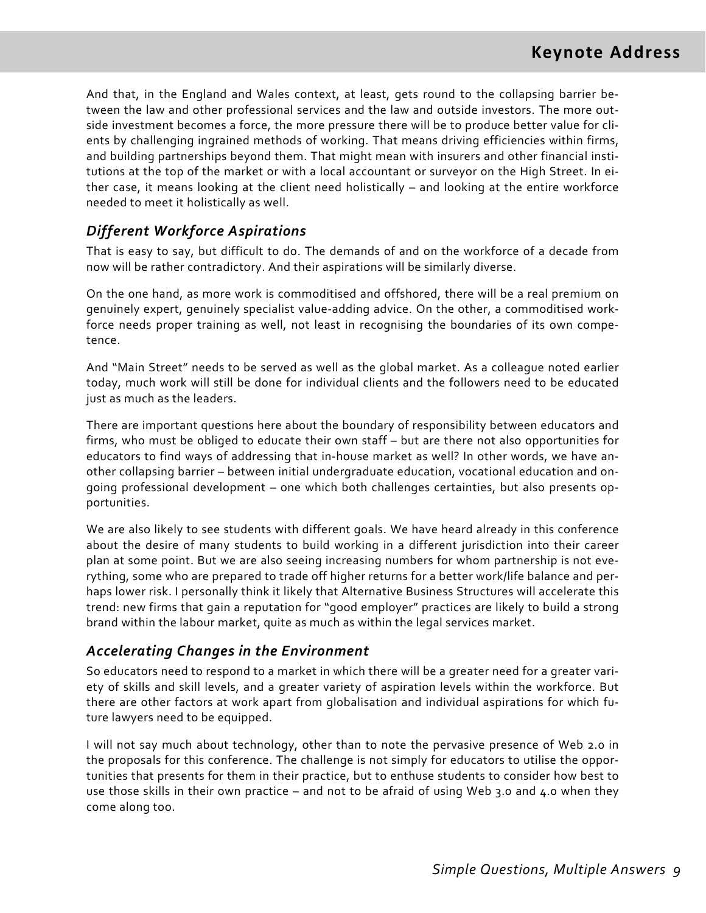And that, in the England and Wales context, at least, gets round to the collapsing barrier between the law and other professional services and the law and outside investors. The more outside investment becomes a force, the more pressure there will be to produce better value for clients by challenging ingrained methods of working. That means driving efficiencies within firms, and building partnerships beyond them. That might mean with insurers and other financial institutions at the top of the market or with a local accountant or surveyor on the High Street. In either case, it means looking at the client need holistically – and looking at the entire workforce needed to meet it holistically as well.

### *Different Workforce Aspirations*

That is easy to say, but difficult to do. The demands of and on the workforce of a decade from now will be rather contradictory. And their aspirations will be similarly diverse.

On the one hand, as more work is commoditised and offshored, there will be a real premium on genuinely expert, genuinely specialist value-adding advice. On the other, a commoditised workforce needs proper training as well, not least in recognising the boundaries of its own competence.

And "Main Street" needs to be served as well as the global market. As a colleague noted earlier today, much work will still be done for individual clients and the followers need to be educated just as much as the leaders.

There are important questions here about the boundary of responsibility between educators and firms, who must be obliged to educate their own staff – but are there not also opportunities for educators to find ways of addressing that in-house market as well? In other words, we have another collapsing barrier – between initial undergraduate education, vocational education and ongoing professional development – one which both challenges certainties, but also presents opportunities.

We are also likely to see students with different goals. We have heard already in this conference about the desire of many students to build working in a different jurisdiction into their career plan at some point. But we are also seeing increasing numbers for whom partnership is not everything, some who are prepared to trade off higher returns for a better work/life balance and perhaps lower risk. I personally think it likely that Alternative Business Structures will accelerate this trend: new firms that gain a reputation for "good employer" practices are likely to build a strong brand within the labour market, quite as much as within the legal services market.

### *Accelerating Changes in the Environment*

So educators need to respond to a market in which there will be a greater need for a greater variety of skills and skill levels, and a greater variety of aspiration levels within the workforce. But there are other factors at work apart from globalisation and individual aspirations for which future lawyers need to be equipped.

I will not say much about technology, other than to note the pervasive presence of Web 2.0 in the proposals for this conference. The challenge is not simply for educators to utilise the opportunities that presents for them in their practice, but to enthuse students to consider how best to use those skills in their own practice – and not to be afraid of using Web 3.0 and 4.0 when they come along too.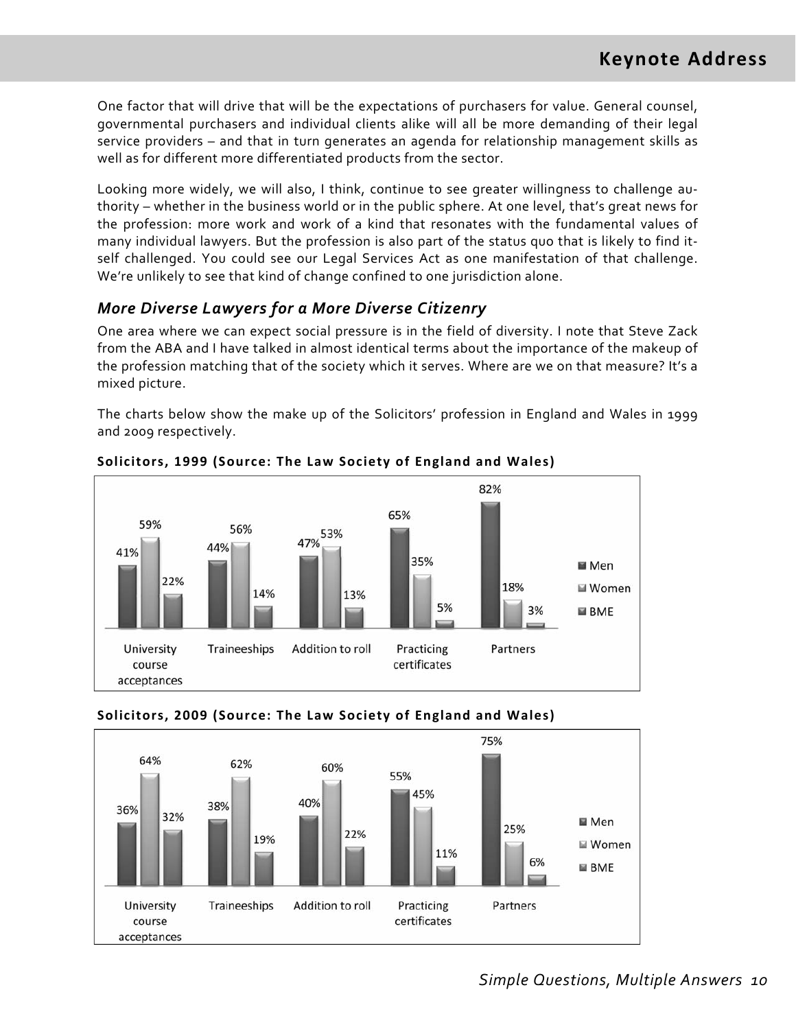One factor that will drive that will be the expectations of purchasers for value. General counsel, governmental purchasers and individual clients alike will all be more demanding of their legal service providers – and that in turn generates an agenda for relationship management skills as well as for different more differentiated products from the sector.

Looking more widely, we will also, I think, continue to see greater willingness to challenge authority – whether in the business world or in the public sphere. At one level, that's great news for the profession: more work and work of a kind that resonates with the fundamental values of many individual lawyers. But the profession is also part of the status quo that is likely to find itself challenged. You could see our Legal Services Act as one manifestation of that challenge. We're unlikely to see that kind of change confined to one jurisdiction alone.

## *More Diverse Lawyers for a More Diverse Citizenry*

One area where we can expect social pressure is in the field of diversity. I note that Steve Zack from the ABA and I have talked in almost identical terms about the importance of the makeup of the profession matching that of the society which it serves. Where are we on that measure? It's a mixed picture.

The charts below show the make up of the Solicitors' profession in England and Wales in 1999 and 2009 respectively.

**Solicitors, 1999 (Source: The Law Society of England and Wales)**

| | University course acceptances | Traineeships | Addition to roll | Practicing certificates | Partners |
|---|---|---|---|---|---|
| Men | 41% | 44% | 47% | 65% | 82% |
| Women | 59% | 56% | 53% | 35% | 18% |
| BME | 22% | 14% | 13% | 5% | 3% |

**Solicitors, 2009 (Source: The Law Society of England and Wales)**

| | University course acceptances | Traineeships | Addition to roll | Practicing certificates | Partners |
|---|---|---|---|---|---|
| Men | 36% | 38% | 40% | 55% | 75% |
| Women | 64% | 62% | 60% | 45% | 25% |
| BME | 32% | 19% | 22% | 11% | 6% |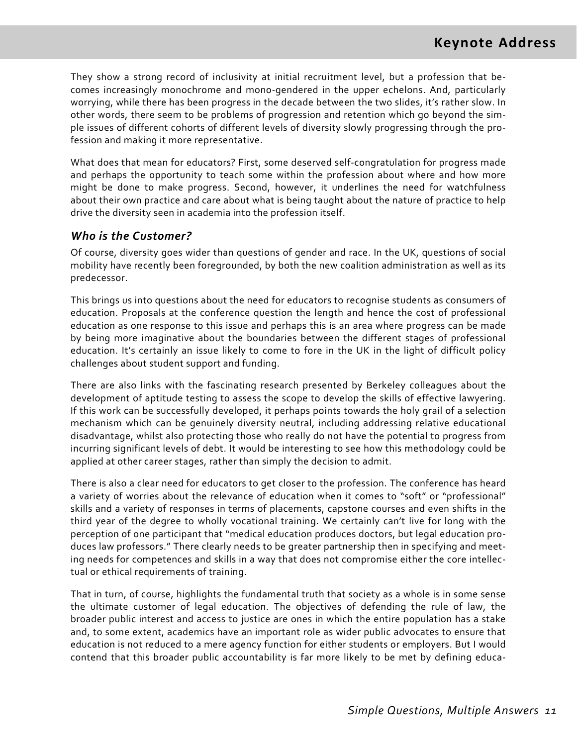They show a strong record of inclusivity at initial recruitment level, but a profession that becomes increasingly monochrome and mono-gendered in the upper echelons. And, particularly worrying, while there has been progress in the decade between the two slides, it's rather slow. In other words, there seem to be problems of progression and retention which go beyond the simple issues of different cohorts of different levels of diversity slowly progressing through the profession and making it more representative.

What does that mean for educators? First, some deserved self-congratulation for progress made and perhaps the opportunity to teach some within the profession about where and how more might be done to make progress. Second, however, it underlines the need for watchfulness about their own practice and care about what is being taught about the nature of practice to help drive the diversity seen in academia into the profession itself.

## *Who is the Customer?*

Of course, diversity goes wider than questions of gender and race. In the UK, questions of social mobility have recently been foregrounded, by both the new coalition administration as well as its predecessor.

This brings us into questions about the need for educators to recognise students as consumers of education. Proposals at the conference question the length and hence the cost of professional education as one response to this issue and perhaps this is an area where progress can be made by being more imaginative about the boundaries between the different stages of professional education. It's certainly an issue likely to come to fore in the UK in the light of difficult policy challenges about student support and funding.

There are also links with the fascinating research presented by Berkeley colleagues about the development of aptitude testing to assess the scope to develop the skills of effective lawyering. If this work can be successfully developed, it perhaps points towards the holy grail of a selection mechanism which can be genuinely diversity neutral, including addressing relative educational disadvantage, whilst also protecting those who really do not have the potential to progress from incurring significant levels of debt. It would be interesting to see how this methodology could be applied at other career stages, rather than simply the decision to admit.

There is also a clear need for educators to get closer to the profession. The conference has heard a variety of worries about the relevance of education when it comes to "soft" or "professional" skills and a variety of responses in terms of placements, capstone courses and even shifts in the third year of the degree to wholly vocational training. We certainly can't live for long with the perception of one participant that "medical education produces doctors, but legal education produces law professors." There clearly needs to be greater partnership then in specifying and meeting needs for competences and skills in a way that does not compromise either the core intellectual or ethical requirements of training.

That in turn, of course, highlights the fundamental truth that society as a whole is in some sense the ultimate customer of legal education. The objectives of defending the rule of law, the broader public interest and access to justice are ones in which the entire population has a stake and, to some extent, academics have an important role as wider public advocates to ensure that education is not reduced to a mere agency function for either students or employers. But I would contend that this broader public accountability is far more likely to be met by defining educa-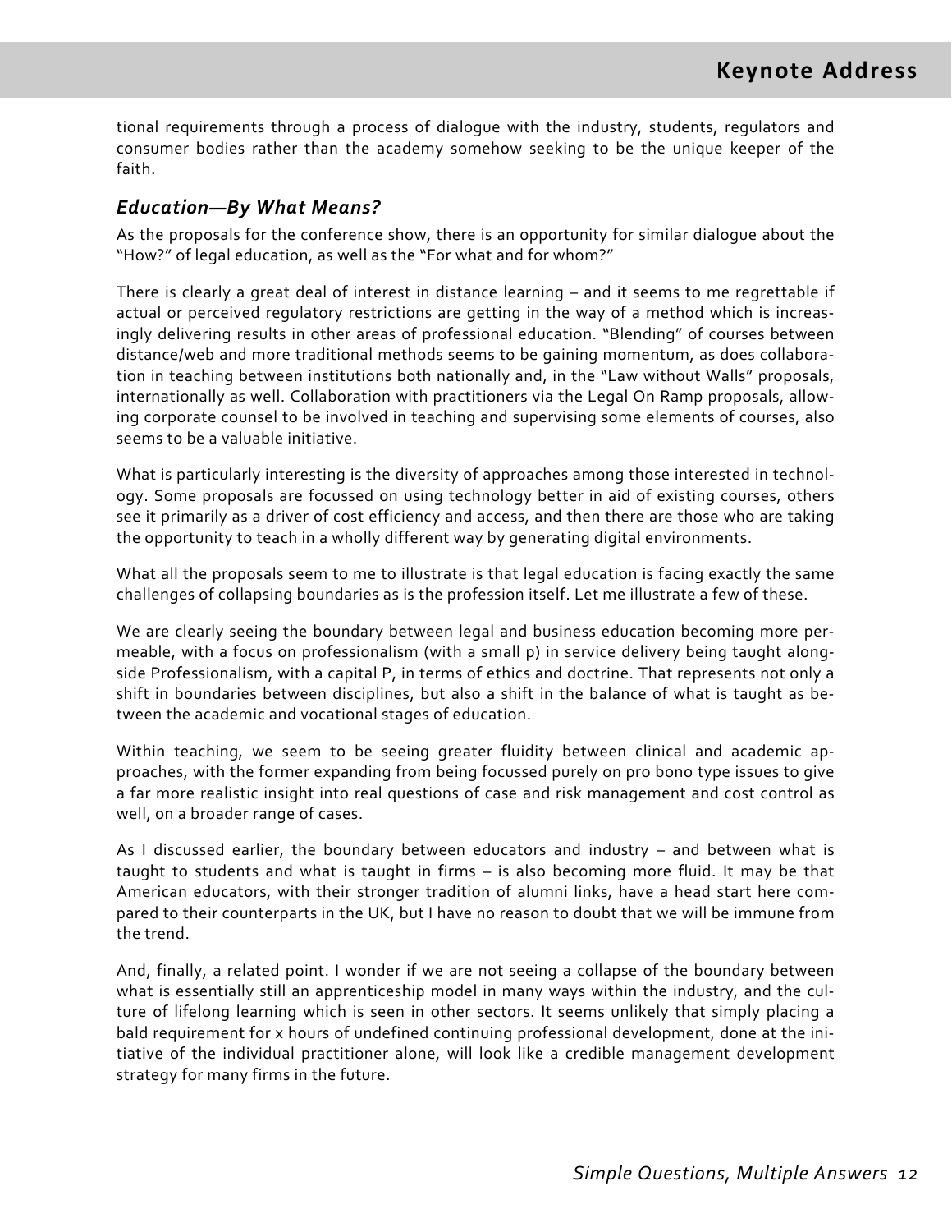tional requirements through a process of dialogue with the industry, students, regulators and consumer bodies rather than the academy somehow seeking to be the unique keeper of the faith.

### *Education—By What Means?*

As the proposals for the conference show, there is an opportunity for similar dialogue about the "How?" of legal education, as well as the "For what and for whom?"

There is clearly a great deal of interest in distance learning – and it seems to me regrettable if actual or perceived regulatory restrictions are getting in the way of a method which is increasingly delivering results in other areas of professional education. "Blending" of courses between distance/web and more traditional methods seems to be gaining momentum, as does collaboration in teaching between institutions both nationally and, in the "Law without Walls" proposals, internationally as well. Collaboration with practitioners via the Legal On Ramp proposals, allowing corporate counsel to be involved in teaching and supervising some elements of courses, also seems to be a valuable initiative.

What is particularly interesting is the diversity of approaches among those interested in technology. Some proposals are focussed on using technology better in aid of existing courses, others see it primarily as a driver of cost efficiency and access, and then there are those who are taking the opportunity to teach in a wholly different way by generating digital environments.

What all the proposals seem to me to illustrate is that legal education is facing exactly the same challenges of collapsing boundaries as is the profession itself. Let me illustrate a few of these.

We are clearly seeing the boundary between legal and business education becoming more permeable, with a focus on professionalism (with a small p) in service delivery being taught alongside Professionalism, with a capital P, in terms of ethics and doctrine. That represents not only a shift in boundaries between disciplines, but also a shift in the balance of what is taught as between the academic and vocational stages of education.

Within teaching, we seem to be seeing greater fluidity between clinical and academic approaches, with the former expanding from being focussed purely on pro bono type issues to give a far more realistic insight into real questions of case and risk management and cost control as well, on a broader range of cases.

As I discussed earlier, the boundary between educators and industry – and between what is taught to students and what is taught in firms – is also becoming more fluid. It may be that American educators, with their stronger tradition of alumni links, have a head start here compared to their counterparts in the UK, but I have no reason to doubt that we will be immune from the trend.

And, finally, a related point. I wonder if we are not seeing a collapse of the boundary between what is essentially still an apprenticeship model in many ways within the industry, and the culture of lifelong learning which is seen in other sectors. It seems unlikely that simply placing a bald requirement for x hours of undefined continuing professional development, done at the initiative of the individual practitioner alone, will look like a credible management development strategy for many firms in the future.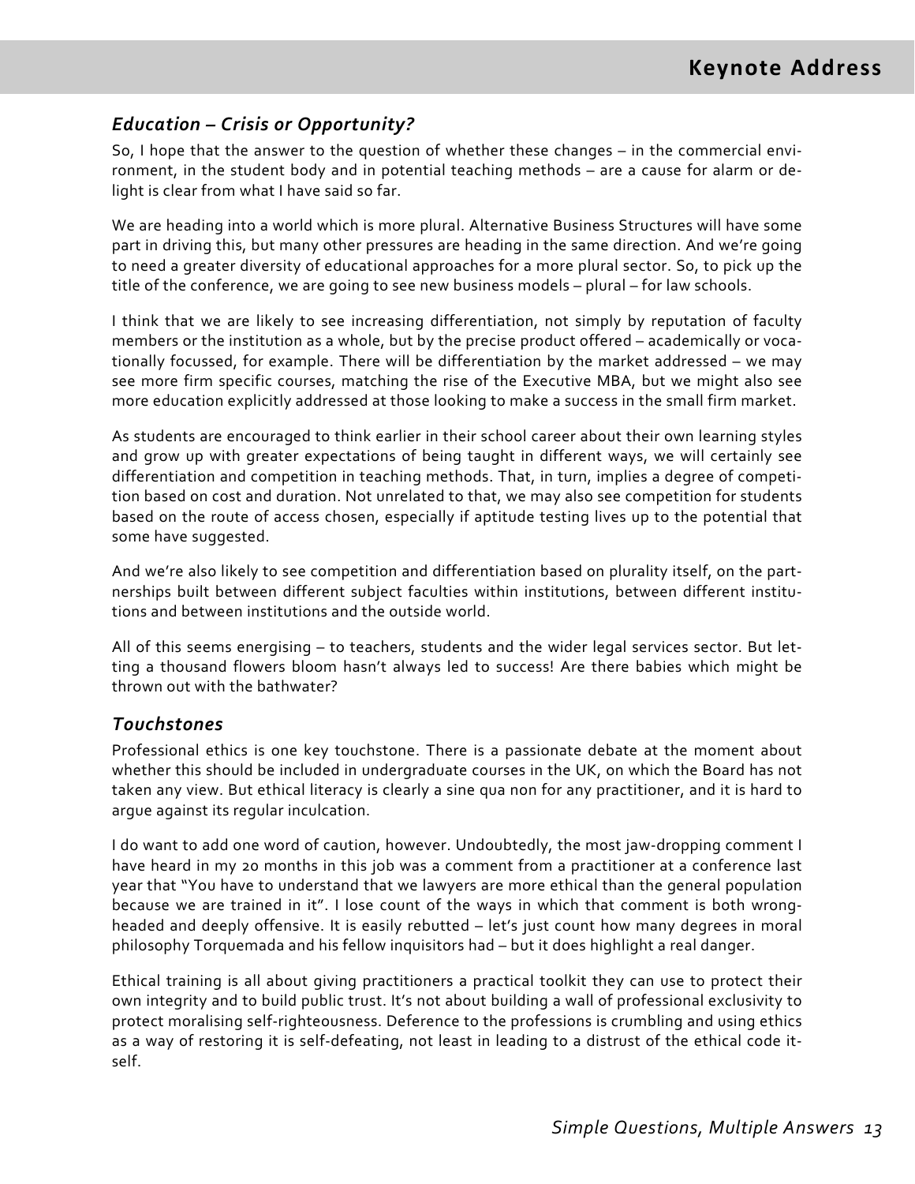## *Education – Crisis or Opportunity?*

So, I hope that the answer to the question of whether these changes – in the commercial environment, in the student body and in potential teaching methods – are a cause for alarm or delight is clear from what I have said so far.

We are heading into a world which is more plural. Alternative Business Structures will have some part in driving this, but many other pressures are heading in the same direction. And we're going to need a greater diversity of educational approaches for a more plural sector. So, to pick up the title of the conference, we are going to see new business models – plural – for law schools.

I think that we are likely to see increasing differentiation, not simply by reputation of faculty members or the institution as a whole, but by the precise product offered – academically or vocationally focussed, for example. There will be differentiation by the market addressed – we may see more firm specific courses, matching the rise of the Executive MBA, but we might also see more education explicitly addressed at those looking to make a success in the small firm market.

As students are encouraged to think earlier in their school career about their own learning styles and grow up with greater expectations of being taught in different ways, we will certainly see differentiation and competition in teaching methods. That, in turn, implies a degree of competition based on cost and duration. Not unrelated to that, we may also see competition for students based on the route of access chosen, especially if aptitude testing lives up to the potential that some have suggested.

And we're also likely to see competition and differentiation based on plurality itself, on the partnerships built between different subject faculties within institutions, between different institutions and between institutions and the outside world.

All of this seems energising – to teachers, students and the wider legal services sector. But letting a thousand flowers bloom hasn't always led to success! Are there babies which might be thrown out with the bathwater?

## *Touchstones*

Professional ethics is one key touchstone. There is a passionate debate at the moment about whether this should be included in undergraduate courses in the UK, on which the Board has not taken any view. But ethical literacy is clearly a sine qua non for any practitioner, and it is hard to argue against its regular inculcation.

I do want to add one word of caution, however. Undoubtedly, the most jaw-dropping comment I have heard in my 20 months in this job was a comment from a practitioner at a conference last year that "You have to understand that we lawyers are more ethical than the general population because we are trained in it". I lose count of the ways in which that comment is both wrong-headed and deeply offensive. It is easily rebutted – let's just count how many degrees in moral philosophy Torquemada and his fellow inquisitors had – but it does highlight a real danger.

Ethical training is all about giving practitioners a practical toolkit they can use to protect their own integrity and to build public trust. It's not about building a wall of professional exclusivity to protect moralising self-righteousness. Deference to the professions is crumbling and using ethics as a way of restoring it is self-defeating, not least in leading to a distrust of the ethical code itself.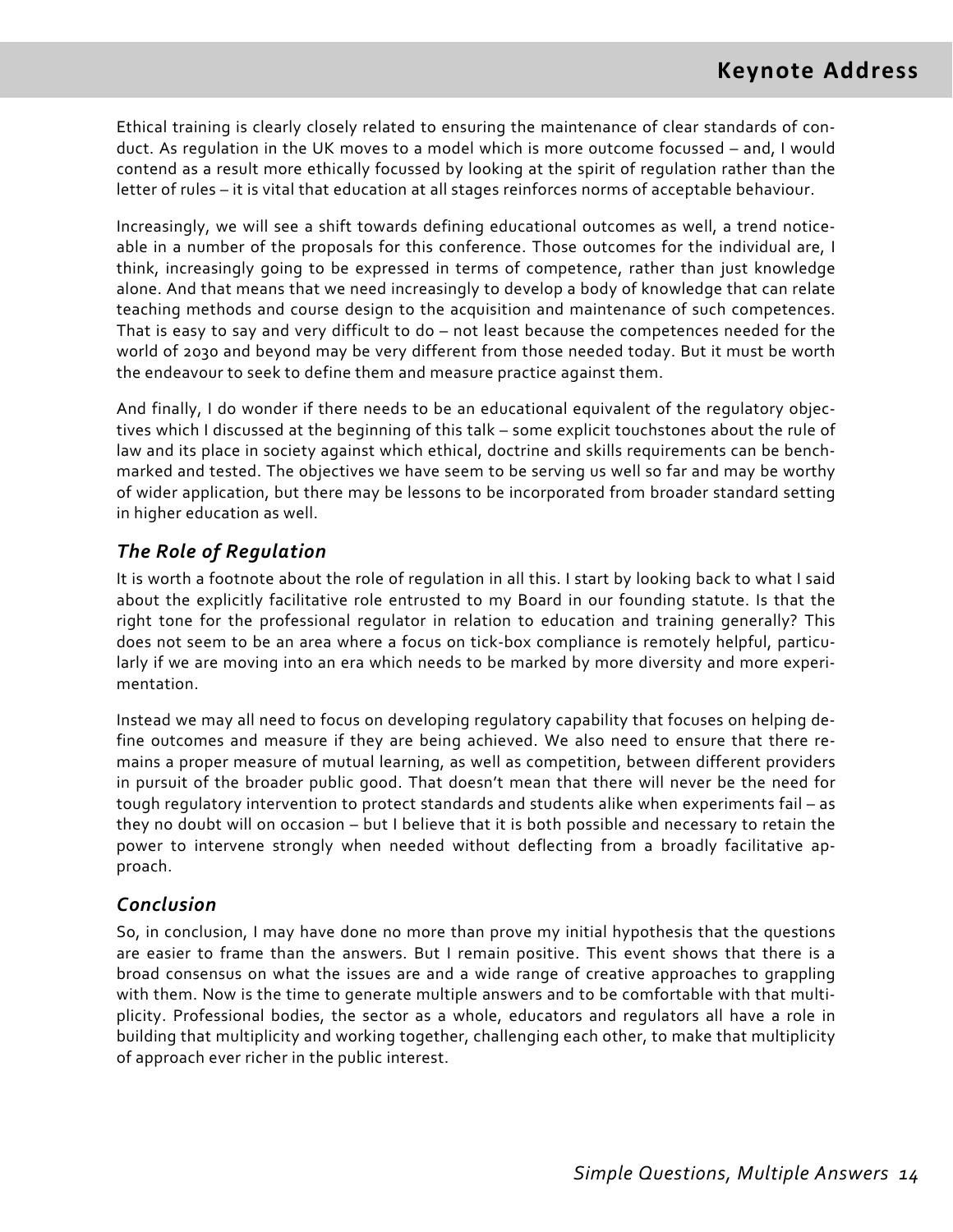Ethical training is clearly closely related to ensuring the maintenance of clear standards of conduct. As regulation in the UK moves to a model which is more outcome focussed – and, I would contend as a result more ethically focussed by looking at the spirit of regulation rather than the letter of rules – it is vital that education at all stages reinforces norms of acceptable behaviour.

Increasingly, we will see a shift towards defining educational outcomes as well, a trend noticeable in a number of the proposals for this conference. Those outcomes for the individual are, I think, increasingly going to be expressed in terms of competence, rather than just knowledge alone. And that means that we need increasingly to develop a body of knowledge that can relate teaching methods and course design to the acquisition and maintenance of such competences. That is easy to say and very difficult to do – not least because the competences needed for the world of 2030 and beyond may be very different from those needed today. But it must be worth the endeavour to seek to define them and measure practice against them.

And finally, I do wonder if there needs to be an educational equivalent of the regulatory objectives which I discussed at the beginning of this talk – some explicit touchstones about the rule of law and its place in society against which ethical, doctrine and skills requirements can be benchmarked and tested. The objectives we have seem to be serving us well so far and may be worthy of wider application, but there may be lessons to be incorporated from broader standard setting in higher education as well.

### *The Role of Regulation*

It is worth a footnote about the role of regulation in all this. I start by looking back to what I said about the explicitly facilitative role entrusted to my Board in our founding statute. Is that the right tone for the professional regulator in relation to education and training generally? This does not seem to be an area where a focus on tick-box compliance is remotely helpful, particularly if we are moving into an era which needs to be marked by more diversity and more experimentation.

Instead we may all need to focus on developing regulatory capability that focuses on helping define outcomes and measure if they are being achieved. We also need to ensure that there remains a proper measure of mutual learning, as well as competition, between different providers in pursuit of the broader public good. That doesn't mean that there will never be the need for tough regulatory intervention to protect standards and students alike when experiments fail – as they no doubt will on occasion – but I believe that it is both possible and necessary to retain the power to intervene strongly when needed without deflecting from a broadly facilitative approach.

### *Conclusion*

So, in conclusion, I may have done no more than prove my initial hypothesis that the questions are easier to frame than the answers. But I remain positive. This event shows that there is a broad consensus on what the issues are and a wide range of creative approaches to grappling with them. Now is the time to generate multiple answers and to be comfortable with that multiplicity. Professional bodies, the sector as a whole, educators and regulators all have a role in building that multiplicity and working together, challenging each other, to make that multiplicity of approach ever richer in the public interest.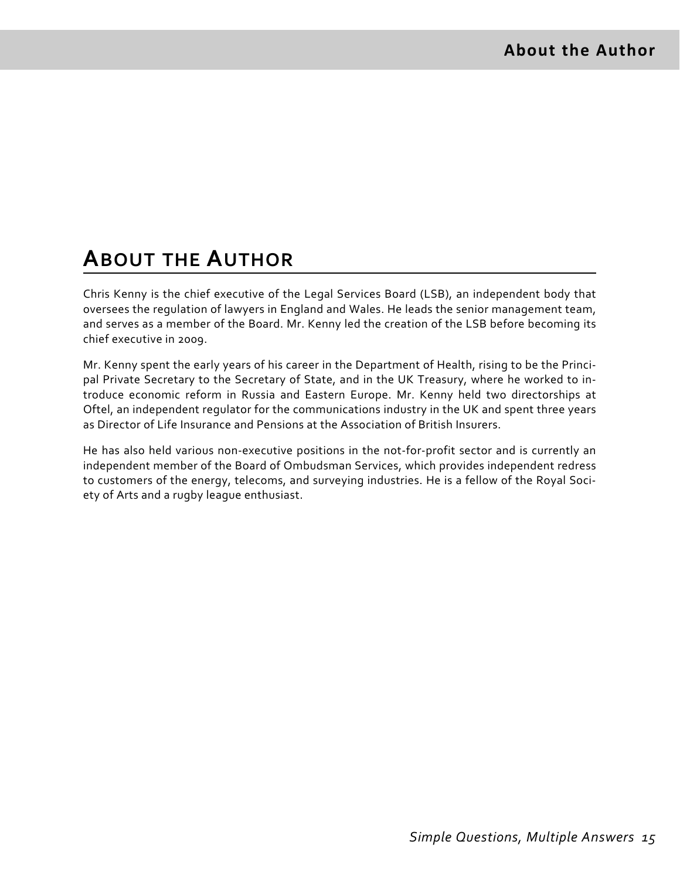# About the Author

Chris Kenny is the chief executive of the Legal Services Board (LSB), an independent body that oversees the regulation of lawyers in England and Wales. He leads the senior management team, and serves as a member of the Board. Mr. Kenny led the creation of the LSB before becoming its chief executive in 2009.

Mr. Kenny spent the early years of his career in the Department of Health, rising to be the Principal Private Secretary to the Secretary of State, and in the UK Treasury, where he worked to introduce economic reform in Russia and Eastern Europe. Mr. Kenny held two directorships at Oftel, an independent regulator for the communications industry in the UK and spent three years as Director of Life Insurance and Pensions at the Association of British Insurers.

He has also held various non-executive positions in the not-for-profit sector and is currently an independent member of the Board of Ombudsman Services, which provides independent redress to customers of the energy, telecoms, and surveying industries. He is a fellow of the Royal Society of Arts and a rugby league enthusiast.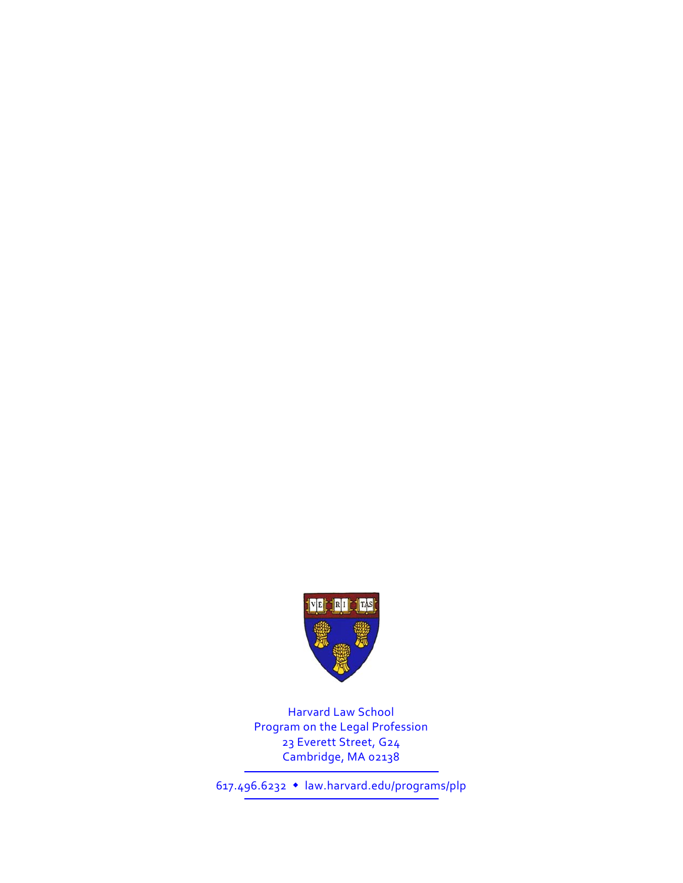Harvard Law School
Program on the Legal Profession
23 Everett Street, G24
Cambridge, MA 02138

617.496.6232 ◆ law.harvard.edu/programs/plp